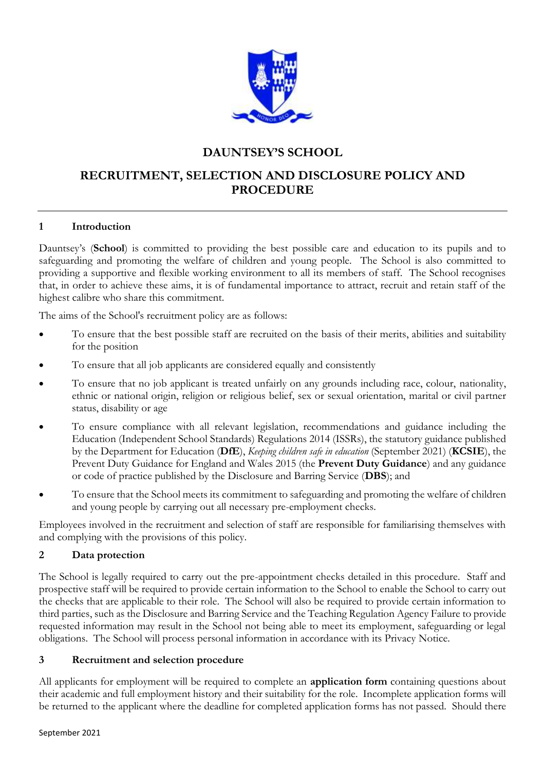# DAUNTSEY'S SCHOOL

# RECRUITMENT, SELECTION AND DISCLOSURE POLICY AND PROCEDURE

## 1 Introduction

Dauntsey's (**School**) is committed to providing the best possible care and education to its pupils and to safeguarding and promoting the welfare of children and young people. The School is also committed to providing a supportive and flexible working environment to all its members of staff. The School recognises that, in order to achieve these aims, it is of fundamental importance to attract, recruit and retain staff of the highest calibre who share this commitment.

The aims of the School's recruitment policy are as follows:

- To ensure that the best possible staff are recruited on the basis of their merits, abilities and suitability for the position
- To ensure that all job applicants are considered equally and consistently
- To ensure that no job applicant is treated unfairly on any grounds including race, colour, nationality, ethnic or national origin, religion or religious belief, sex or sexual orientation, marital or civil partner status, disability or age
- To ensure compliance with all relevant legislation, recommendations and guidance including the Education (Independent School Standards) Regulations 2014 (ISSRs), the statutory guidance published by the Department for Education (**DfE**), *Keeping children safe in education* (September 2021) (**KCSIE**), the Prevent Duty Guidance for England and Wales 2015 (the **Prevent Duty Guidance**) and any guidance or code of practice published by the Disclosure and Barring Service (**DBS**); and
- To ensure that the School meets its commitment to safeguarding and promoting the welfare of children and young people by carrying out all necessary pre-employment checks.

Employees involved in the recruitment and selection of staff are responsible for familiarising themselves with and complying with the provisions of this policy.

## 2 Data protection

The School is legally required to carry out the pre-appointment checks detailed in this procedure. Staff and prospective staff will be required to provide certain information to the School to enable the School to carry out the checks that are applicable to their role. The School will also be required to provide certain information to third parties, such as the Disclosure and Barring Service and the Teaching Regulation Agency Failure to provide requested information may result in the School not being able to meet its employment, safeguarding or legal obligations. The School will process personal information in accordance with its Privacy Notice.

## 3 Recruitment and selection procedure

All applicants for employment will be required to complete an **application form** containing questions about their academic and full employment history and their suitability for the role. Incomplete application forms will be returned to the applicant where the deadline for completed application forms has not passed. Should there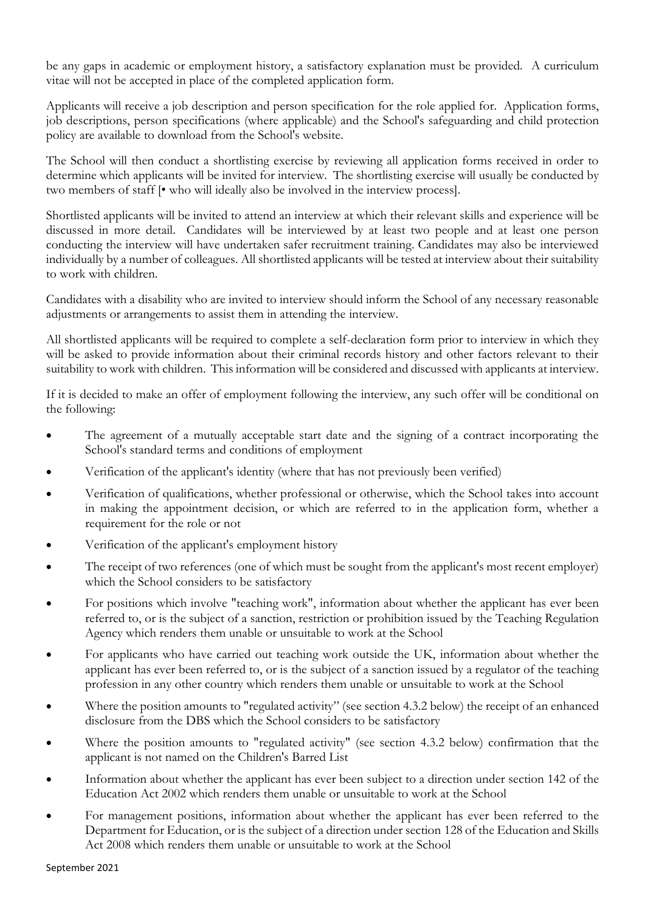be any gaps in academic or employment history, a satisfactory explanation must be provided. A curriculum vitae will not be accepted in place of the completed application form.

Applicants will receive a job description and person specification for the role applied for. Application forms, job descriptions, person specifications (where applicable) and the School's safeguarding and child protection policy are available to download from the School's website.

The School will then conduct a shortlisting exercise by reviewing all application forms received in order to determine which applicants will be invited for interview. The shortlisting exercise will usually be conducted by two members of staff [• who will ideally also be involved in the interview process].

Shortlisted applicants will be invited to attend an interview at which their relevant skills and experience will be discussed in more detail. Candidates will be interviewed by at least two people and at least one person conducting the interview will have undertaken safer recruitment training. Candidates may also be interviewed individually by a number of colleagues. All shortlisted applicants will be tested at interview about their suitability to work with children.

Candidates with a disability who are invited to interview should inform the School of any necessary reasonable adjustments or arrangements to assist them in attending the interview.

All shortlisted applicants will be required to complete a self-declaration form prior to interview in which they will be asked to provide information about their criminal records history and other factors relevant to their suitability to work with children. This information will be considered and discussed with applicants at interview.

If it is decided to make an offer of employment following the interview, any such offer will be conditional on the following:

- The agreement of a mutually acceptable start date and the signing of a contract incorporating the School's standard terms and conditions of employment
- Verification of the applicant's identity (where that has not previously been verified)
- Verification of qualifications, whether professional or otherwise, which the School takes into account in making the appointment decision, or which are referred to in the application form, whether a requirement for the role or not
- Verification of the applicant's employment history
- The receipt of two references (one of which must be sought from the applicant's most recent employer) which the School considers to be satisfactory
- For positions which involve "teaching work", information about whether the applicant has ever been referred to, or is the subject of a sanction, restriction or prohibition issued by the Teaching Regulation Agency which renders them unable or unsuitable to work at the School
- For applicants who have carried out teaching work outside the UK, information about whether the applicant has ever been referred to, or is the subject of a sanction issued by a regulator of the teaching profession in any other country which renders them unable or unsuitable to work at the School
- Where the position amounts to "regulated activity" (see section 4.3.2 below) the receipt of an enhanced disclosure from the DBS which the School considers to be satisfactory
- Where the position amounts to "regulated activity" (see section 4.3.2 below) confirmation that the applicant is not named on the Children's Barred List
- Information about whether the applicant has ever been subject to a direction under section 142 of the Education Act 2002 which renders them unable or unsuitable to work at the School
- For management positions, information about whether the applicant has ever been referred to the Department for Education, or is the subject of a direction under section 128 of the Education and Skills Act 2008 which renders them unable or unsuitable to work at the School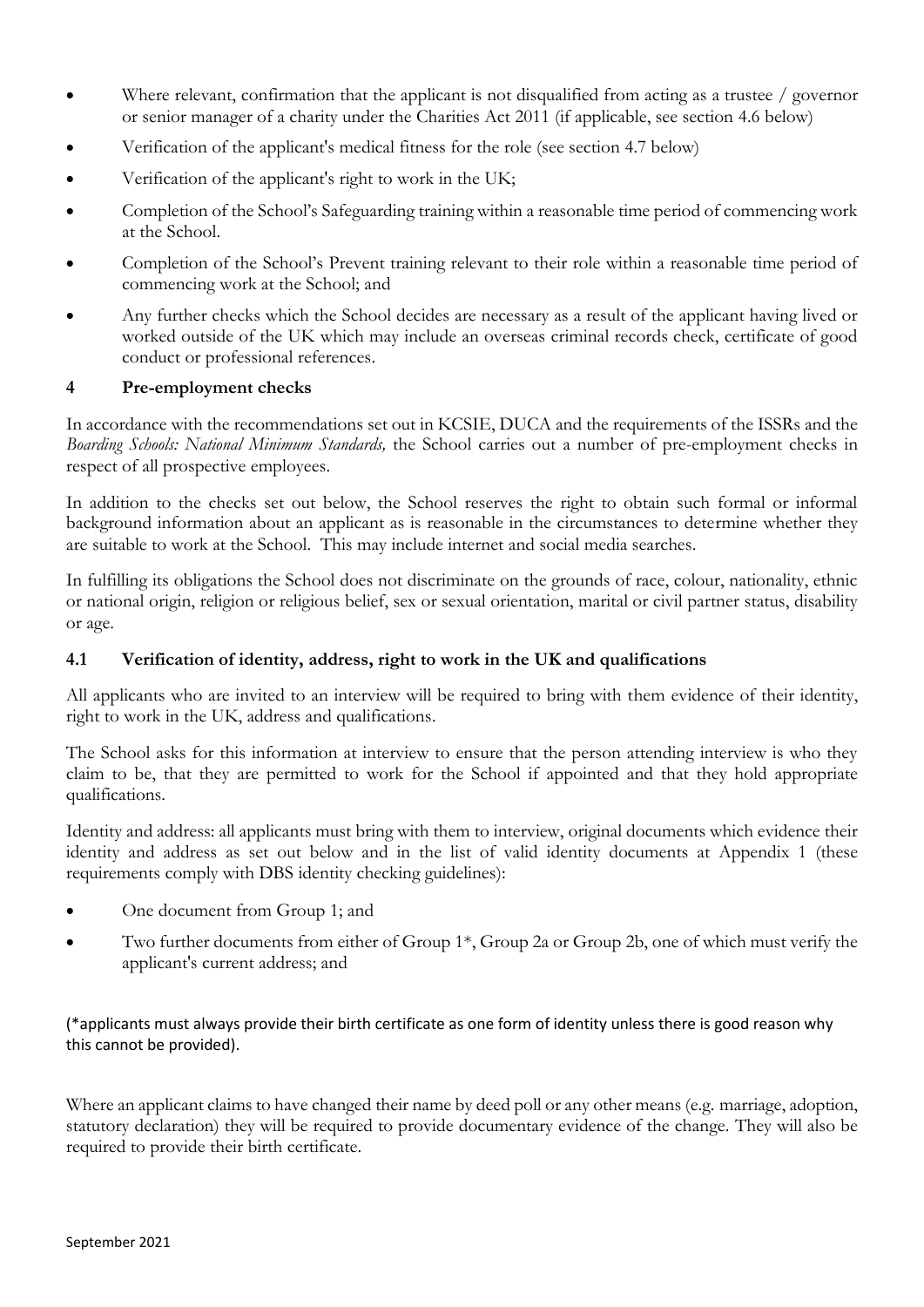- Where relevant, confirmation that the applicant is not disqualified from acting as a trustee / governor or senior manager of a charity under the Charities Act 2011 (if applicable, see section 4.6 below)
- Verification of the applicant's medical fitness for the role (see section 4.7 below)
- Verification of the applicant's right to work in the UK;
- Completion of the School's Safeguarding training within a reasonable time period of commencing work at the School.
- Completion of the School's Prevent training relevant to their role within a reasonable time period of commencing work at the School; and
- Any further checks which the School decides are necessary as a result of the applicant having lived or worked outside of the UK which may include an overseas criminal records check, certificate of good conduct or professional references.

## 4 Pre-employment checks

In accordance with the recommendations set out in KCSIE, DUCA and the requirements of the ISSRs and the *Boarding Schools: National Minimum Standards,* the School carries out a number of pre-employment checks in respect of all prospective employees.

In addition to the checks set out below, the School reserves the right to obtain such formal or informal background information about an applicant as is reasonable in the circumstances to determine whether they are suitable to work at the School. This may include internet and social media searches.

In fulfilling its obligations the School does not discriminate on the grounds of race, colour, nationality, ethnic or national origin, religion or religious belief, sex or sexual orientation, marital or civil partner status, disability or age.

### 4.1 Verification of identity, address, right to work in the UK and qualifications

All applicants who are invited to an interview will be required to bring with them evidence of their identity, right to work in the UK, address and qualifications.

The School asks for this information at interview to ensure that the person attending interview is who they claim to be, that they are permitted to work for the School if appointed and that they hold appropriate qualifications.

Identity and address: all applicants must bring with them to interview, original documents which evidence their identity and address as set out below and in the list of valid identity documents at Appendix 1 (these requirements comply with DBS identity checking guidelines):

- One document from Group 1; and
- Two further documents from either of Group 1*, Group 2a or Group 2b, one of which must verify the applicant's current address; and

(*applicants must always provide their birth certificate as one form of identity unless there is good reason why this cannot be provided).

Where an applicant claims to have changed their name by deed poll or any other means (e.g. marriage, adoption, statutory declaration) they will be required to provide documentary evidence of the change. They will also be required to provide their birth certificate.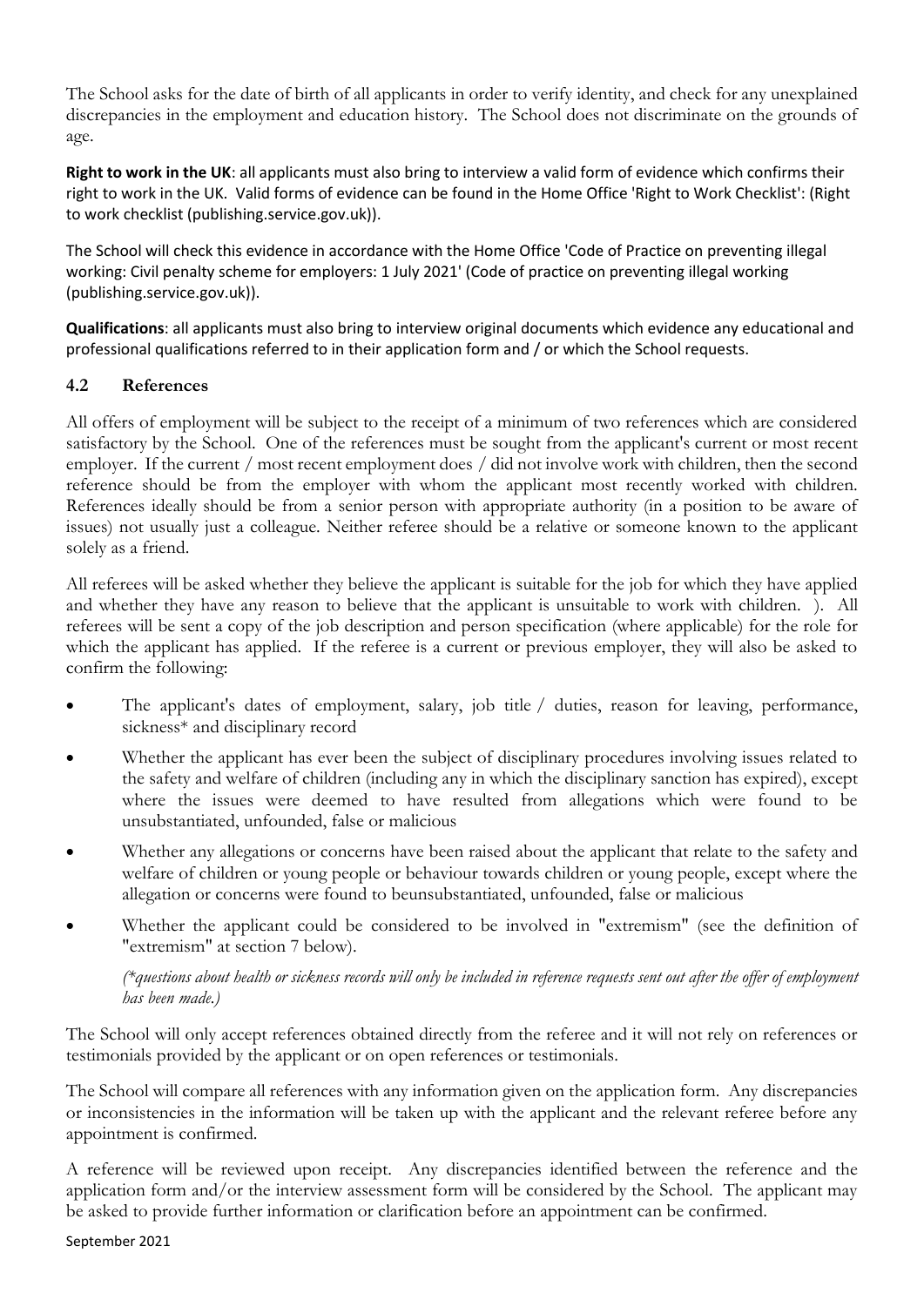The School asks for the date of birth of all applicants in order to verify identity, and check for any unexplained discrepancies in the employment and education history. The School does not discriminate on the grounds of age.

**Right to work in the UK**: all applicants must also bring to interview a valid form of evidence which confirms their right to work in the UK. Valid forms of evidence can be found in the Home Office 'Right to Work Checklist': (Right to work checklist (publishing.service.gov.uk)).

The School will check this evidence in accordance with the Home Office 'Code of Practice on preventing illegal working: Civil penalty scheme for employers: 1 July 2021' (Code of practice on preventing illegal working (publishing.service.gov.uk)).

**Qualifications**: all applicants must also bring to interview original documents which evidence any educational and professional qualifications referred to in their application form and / or which the School requests.

### 4.2 References

All offers of employment will be subject to the receipt of a minimum of two references which are considered satisfactory by the School. One of the references must be sought from the applicant's current or most recent employer. If the current / most recent employment does / did not involve work with children, then the second reference should be from the employer with whom the applicant most recently worked with children. References ideally should be from a senior person with appropriate authority (in a position to be aware of issues) not usually just a colleague. Neither referee should be a relative or someone known to the applicant solely as a friend.

All referees will be asked whether they believe the applicant is suitable for the job for which they have applied and whether they have any reason to believe that the applicant is unsuitable to work with children. ). All referees will be sent a copy of the job description and person specification (where applicable) for the role for which the applicant has applied. If the referee is a current or previous employer, they will also be asked to confirm the following:

- The applicant's dates of employment, salary, job title / duties, reason for leaving, performance, sickness* and disciplinary record
- Whether the applicant has ever been the subject of disciplinary procedures involving issues related to the safety and welfare of children (including any in which the disciplinary sanction has expired), except where the issues were deemed to have resulted from allegations which were found to be unsubstantiated, unfounded, false or malicious
- Whether any allegations or concerns have been raised about the applicant that relate to the safety and welfare of children or young people or behaviour towards children or young people, except where the allegation or concerns were found to beunsubstantiated, unfounded, false or malicious
- Whether the applicant could be considered to be involved in "extremism" (see the definition of "extremism" at section 7 below).

  *(\*questions about health or sickness records will only be included in reference requests sent out after the offer of employment has been made.)*

The School will only accept references obtained directly from the referee and it will not rely on references or testimonials provided by the applicant or on open references or testimonials.

The School will compare all references with any information given on the application form. Any discrepancies or inconsistencies in the information will be taken up with the applicant and the relevant referee before any appointment is confirmed.

A reference will be reviewed upon receipt. Any discrepancies identified between the reference and the application form and/or the interview assessment form will be considered by the School. The applicant may be asked to provide further information or clarification before an appointment can be confirmed.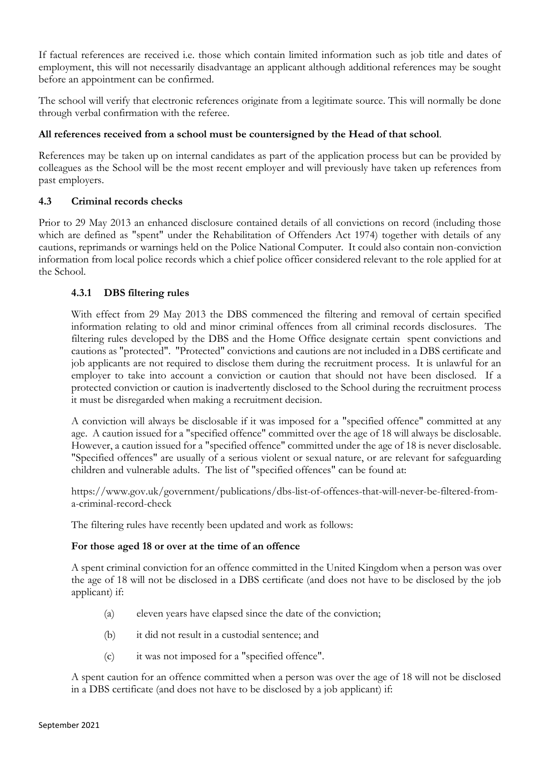If factual references are received i.e. those which contain limited information such as job title and dates of employment, this will not necessarily disadvantage an applicant although additional references may be sought before an appointment can be confirmed.

The school will verify that electronic references originate from a legitimate source. This will normally be done through verbal confirmation with the referee.

**All references received from a school must be countersigned by the Head of that school**.

References may be taken up on internal candidates as part of the application process but can be provided by colleagues as the School will be the most recent employer and will previously have taken up references from past employers.

### 4.3 Criminal records checks

Prior to 29 May 2013 an enhanced disclosure contained details of all convictions on record (including those which are defined as "spent" under the Rehabilitation of Offenders Act 1974) together with details of any cautions, reprimands or warnings held on the Police National Computer. It could also contain non-conviction information from local police records which a chief police officer considered relevant to the role applied for at the School.

#### 4.3.1 DBS filtering rules

With effect from 29 May 2013 the DBS commenced the filtering and removal of certain specified information relating to old and minor criminal offences from all criminal records disclosures. The filtering rules developed by the DBS and the Home Office designate certain spent convictions and cautions as "protected". "Protected" convictions and cautions are not included in a DBS certificate and job applicants are not required to disclose them during the recruitment process. It is unlawful for an employer to take into account a conviction or caution that should not have been disclosed. If a protected conviction or caution is inadvertently disclosed to the School during the recruitment process it must be disregarded when making a recruitment decision.

A conviction will always be disclosable if it was imposed for a "specified offence" committed at any age. A caution issued for a "specified offence" committed over the age of 18 will always be disclosable. However, a caution issued for a "specified offence" committed under the age of 18 is never disclosable. "Specified offences" are usually of a serious violent or sexual nature, or are relevant for safeguarding children and vulnerable adults. The list of "specified offences" can be found at:

https://www.gov.uk/government/publications/dbs-list-of-offences-that-will-never-be-filtered-from-a-criminal-record-check

The filtering rules have recently been updated and work as follows:

**For those aged 18 or over at the time of an offence**

A spent criminal conviction for an offence committed in the United Kingdom when a person was over the age of 18 will not be disclosed in a DBS certificate (and does not have to be disclosed by the job applicant) if:

(a) eleven years have elapsed since the date of the conviction;

(b) it did not result in a custodial sentence; and

(c) it was not imposed for a "specified offence".

A spent caution for an offence committed when a person was over the age of 18 will not be disclosed in a DBS certificate (and does not have to be disclosed by a job applicant) if: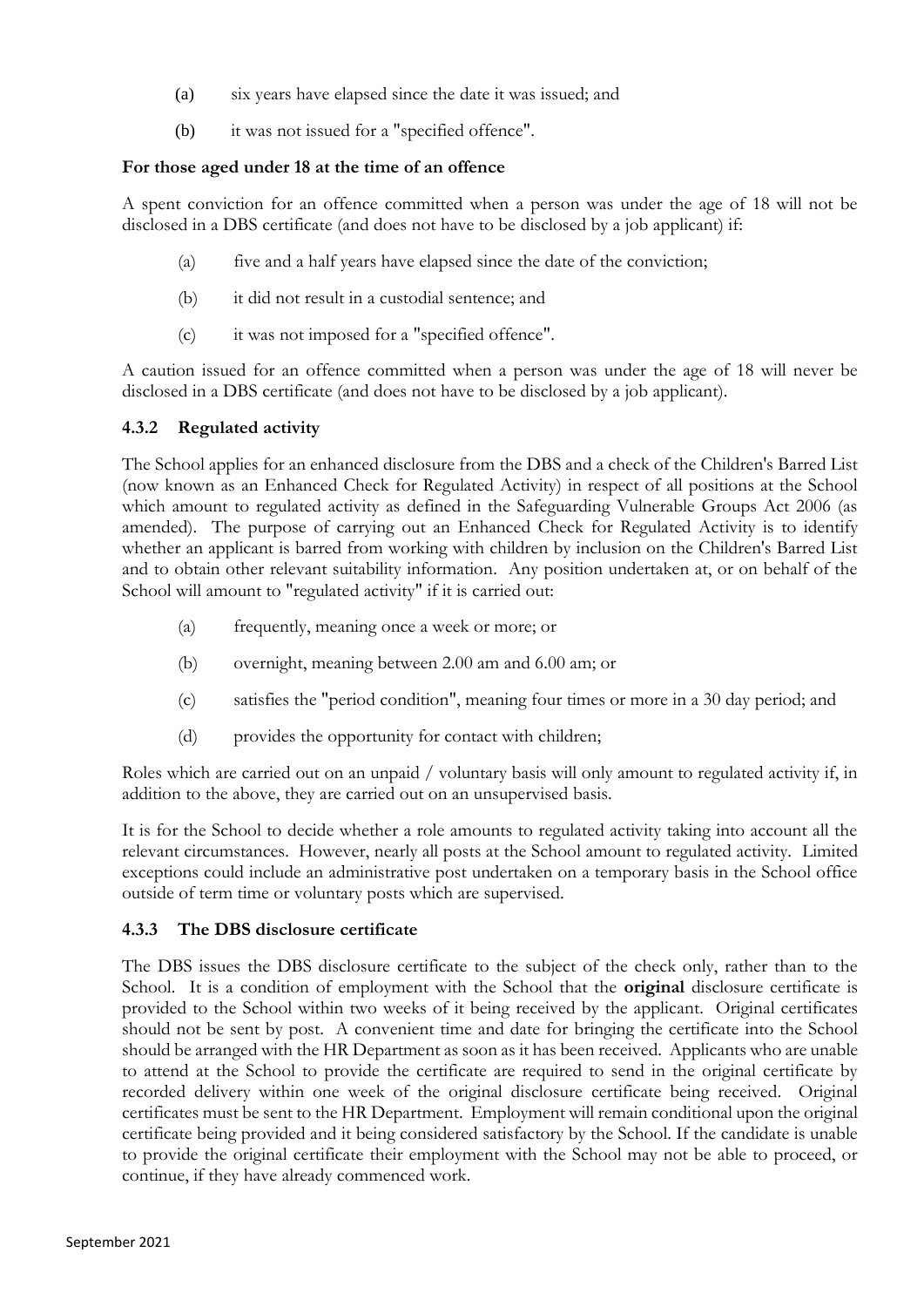(a) six years have elapsed since the date it was issued; and

(b) it was not issued for a "specified offence".

**For those aged under 18 at the time of an offence**

A spent conviction for an offence committed when a person was under the age of 18 will not be disclosed in a DBS certificate (and does not have to be disclosed by a job applicant) if:

(a) five and a half years have elapsed since the date of the conviction;

(b) it did not result in a custodial sentence; and

(c) it was not imposed for a "specified offence".

A caution issued for an offence committed when a person was under the age of 18 will never be disclosed in a DBS certificate (and does not have to be disclosed by a job applicant).

### 4.3.2 Regulated activity

The School applies for an enhanced disclosure from the DBS and a check of the Children's Barred List (now known as an Enhanced Check for Regulated Activity) in respect of all positions at the School which amount to regulated activity as defined in the Safeguarding Vulnerable Groups Act 2006 (as amended). The purpose of carrying out an Enhanced Check for Regulated Activity is to identify whether an applicant is barred from working with children by inclusion on the Children's Barred List and to obtain other relevant suitability information. Any position undertaken at, or on behalf of the School will amount to "regulated activity" if it is carried out:

(a) frequently, meaning once a week or more; or

(b) overnight, meaning between 2.00 am and 6.00 am; or

(c) satisfies the "period condition", meaning four times or more in a 30 day period; and

(d) provides the opportunity for contact with children;

Roles which are carried out on an unpaid / voluntary basis will only amount to regulated activity if, in addition to the above, they are carried out on an unsupervised basis.

It is for the School to decide whether a role amounts to regulated activity taking into account all the relevant circumstances. However, nearly all posts at the School amount to regulated activity. Limited exceptions could include an administrative post undertaken on a temporary basis in the School office outside of term time or voluntary posts which are supervised.

### 4.3.3 The DBS disclosure certificate

The DBS issues the DBS disclosure certificate to the subject of the check only, rather than to the School. It is a condition of employment with the School that the **original** disclosure certificate is provided to the School within two weeks of it being received by the applicant. Original certificates should not be sent by post. A convenient time and date for bringing the certificate into the School should be arranged with the HR Department as soon as it has been received. Applicants who are unable to attend at the School to provide the certificate are required to send in the original certificate by recorded delivery within one week of the original disclosure certificate being received. Original certificates must be sent to the HR Department. Employment will remain conditional upon the original certificate being provided and it being considered satisfactory by the School. If the candidate is unable to provide the original certificate their employment with the School may not be able to proceed, or continue, if they have already commenced work.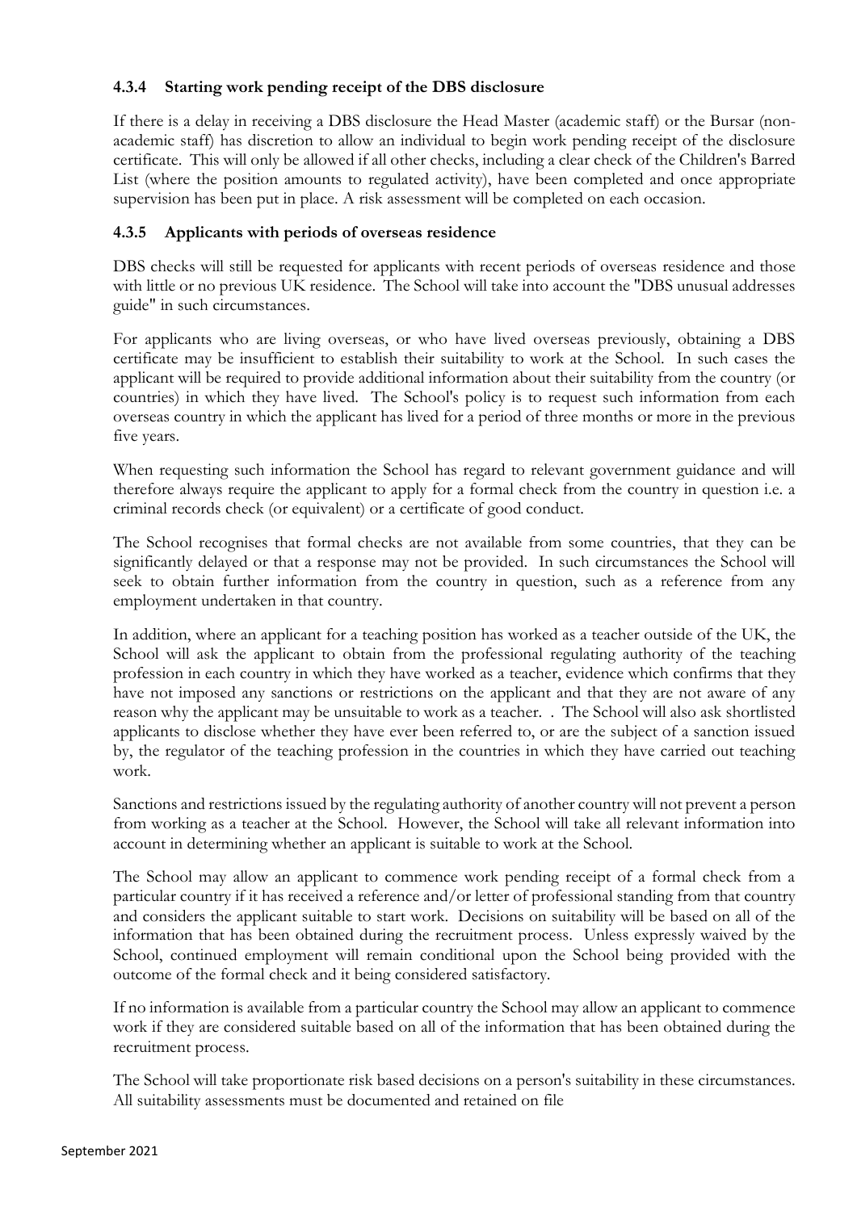#### 4.3.4 Starting work pending receipt of the DBS disclosure

If there is a delay in receiving a DBS disclosure the Head Master (academic staff) or the Bursar (non-academic staff) has discretion to allow an individual to begin work pending receipt of the disclosure certificate. This will only be allowed if all other checks, including a clear check of the Children's Barred List (where the position amounts to regulated activity), have been completed and once appropriate supervision has been put in place. A risk assessment will be completed on each occasion.

#### 4.3.5 Applicants with periods of overseas residence

DBS checks will still be requested for applicants with recent periods of overseas residence and those with little or no previous UK residence. The School will take into account the "DBS unusual addresses guide" in such circumstances.

For applicants who are living overseas, or who have lived overseas previously, obtaining a DBS certificate may be insufficient to establish their suitability to work at the School. In such cases the applicant will be required to provide additional information about their suitability from the country (or countries) in which they have lived. The School's policy is to request such information from each overseas country in which the applicant has lived for a period of three months or more in the previous five years.

When requesting such information the School has regard to relevant government guidance and will therefore always require the applicant to apply for a formal check from the country in question i.e. a criminal records check (or equivalent) or a certificate of good conduct.

The School recognises that formal checks are not available from some countries, that they can be significantly delayed or that a response may not be provided. In such circumstances the School will seek to obtain further information from the country in question, such as a reference from any employment undertaken in that country.

In addition, where an applicant for a teaching position has worked as a teacher outside of the UK, the School will ask the applicant to obtain from the professional regulating authority of the teaching profession in each country in which they have worked as a teacher, evidence which confirms that they have not imposed any sanctions or restrictions on the applicant and that they are not aware of any reason why the applicant may be unsuitable to work as a teacher. . The School will also ask shortlisted applicants to disclose whether they have ever been referred to, or are the subject of a sanction issued by, the regulator of the teaching profession in the countries in which they have carried out teaching work.

Sanctions and restrictions issued by the regulating authority of another country will not prevent a person from working as a teacher at the School. However, the School will take all relevant information into account in determining whether an applicant is suitable to work at the School.

The School may allow an applicant to commence work pending receipt of a formal check from a particular country if it has received a reference and/or letter of professional standing from that country and considers the applicant suitable to start work. Decisions on suitability will be based on all of the information that has been obtained during the recruitment process. Unless expressly waived by the School, continued employment will remain conditional upon the School being provided with the outcome of the formal check and it being considered satisfactory.

If no information is available from a particular country the School may allow an applicant to commence work if they are considered suitable based on all of the information that has been obtained during the recruitment process.

The School will take proportionate risk based decisions on a person's suitability in these circumstances. All suitability assessments must be documented and retained on file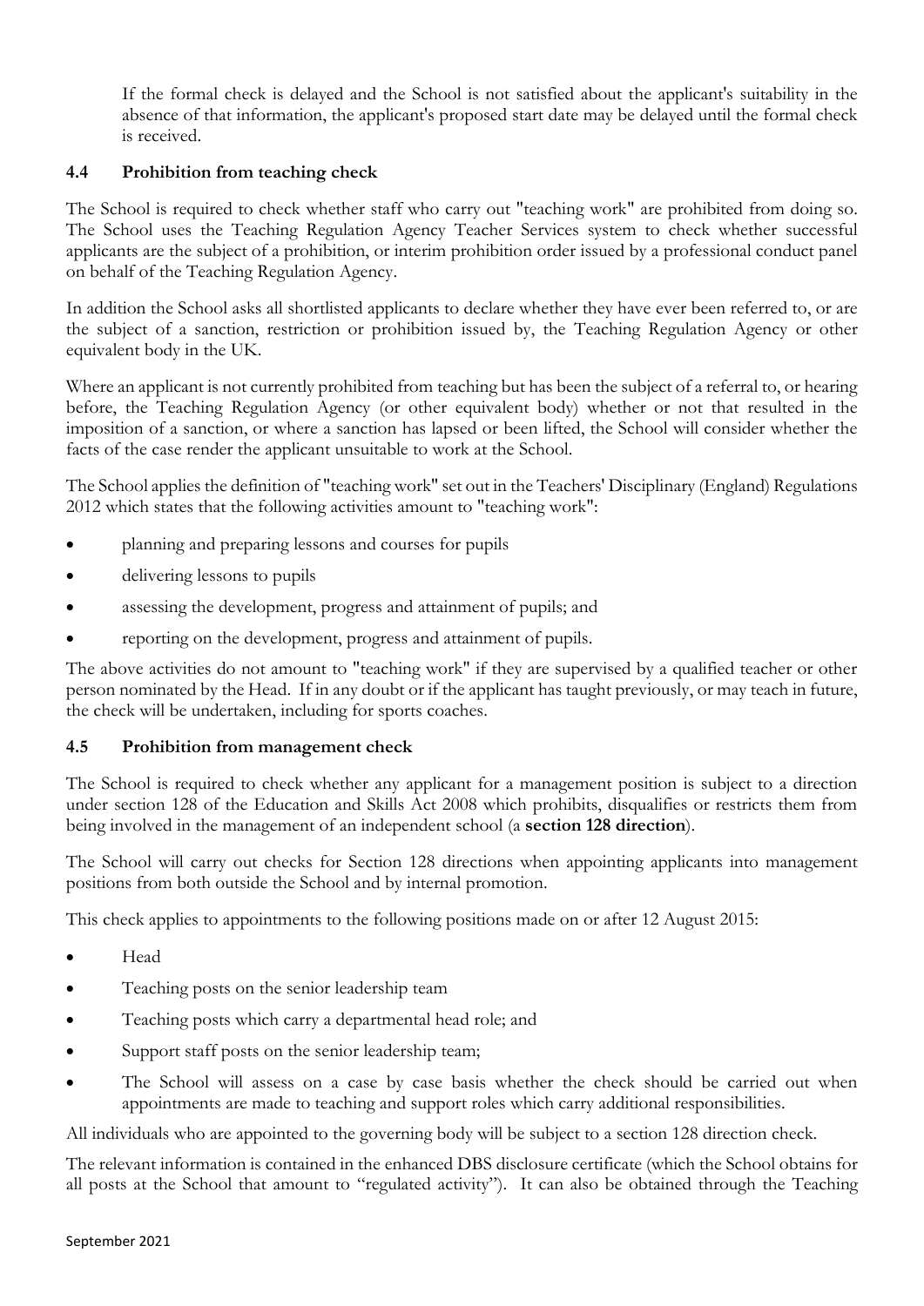If the formal check is delayed and the School is not satisfied about the applicant's suitability in the absence of that information, the applicant's proposed start date may be delayed until the formal check is received.

### 4.4 Prohibition from teaching check

The School is required to check whether staff who carry out "teaching work" are prohibited from doing so. The School uses the Teaching Regulation Agency Teacher Services system to check whether successful applicants are the subject of a prohibition, or interim prohibition order issued by a professional conduct panel on behalf of the Teaching Regulation Agency.

In addition the School asks all shortlisted applicants to declare whether they have ever been referred to, or are the subject of a sanction, restriction or prohibition issued by, the Teaching Regulation Agency or other equivalent body in the UK.

Where an applicant is not currently prohibited from teaching but has been the subject of a referral to, or hearing before, the Teaching Regulation Agency (or other equivalent body) whether or not that resulted in the imposition of a sanction, or where a sanction has lapsed or been lifted, the School will consider whether the facts of the case render the applicant unsuitable to work at the School.

The School applies the definition of "teaching work" set out in the Teachers' Disciplinary (England) Regulations 2012 which states that the following activities amount to "teaching work":

- planning and preparing lessons and courses for pupils
- delivering lessons to pupils
- assessing the development, progress and attainment of pupils; and
- reporting on the development, progress and attainment of pupils.

The above activities do not amount to "teaching work" if they are supervised by a qualified teacher or other person nominated by the Head. If in any doubt or if the applicant has taught previously, or may teach in future, the check will be undertaken, including for sports coaches.

### 4.5 Prohibition from management check

The School is required to check whether any applicant for a management position is subject to a direction under section 128 of the Education and Skills Act 2008 which prohibits, disqualifies or restricts them from being involved in the management of an independent school (a **section 128 direction**).

The School will carry out checks for Section 128 directions when appointing applicants into management positions from both outside the School and by internal promotion.

This check applies to appointments to the following positions made on or after 12 August 2015:

- Head
- Teaching posts on the senior leadership team
- Teaching posts which carry a departmental head role; and
- Support staff posts on the senior leadership team;
- The School will assess on a case by case basis whether the check should be carried out when appointments are made to teaching and support roles which carry additional responsibilities.

All individuals who are appointed to the governing body will be subject to a section 128 direction check.

The relevant information is contained in the enhanced DBS disclosure certificate (which the School obtains for all posts at the School that amount to "regulated activity"). It can also be obtained through the Teaching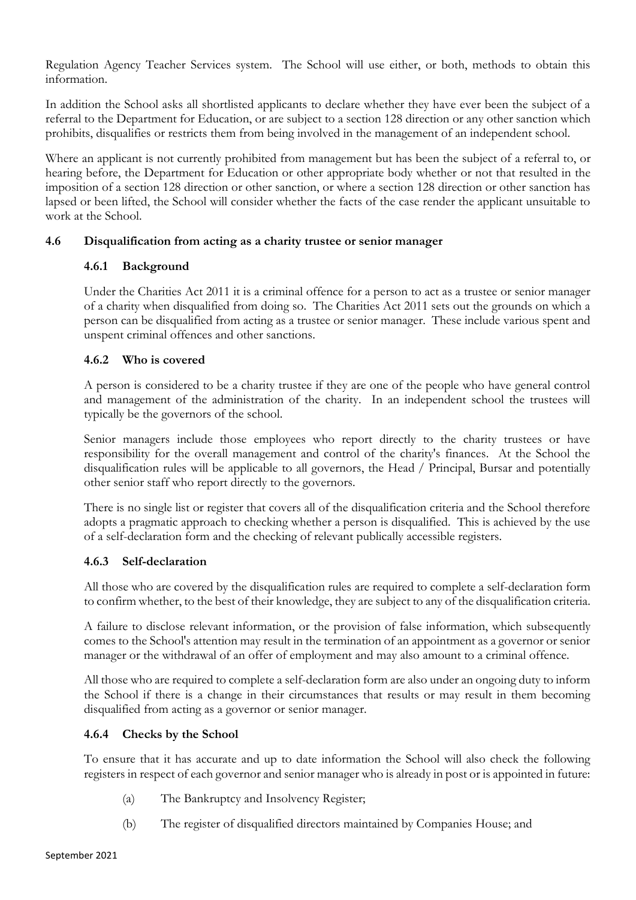Regulation Agency Teacher Services system. The School will use either, or both, methods to obtain this information.

In addition the School asks all shortlisted applicants to declare whether they have ever been the subject of a referral to the Department for Education, or are subject to a section 128 direction or any other sanction which prohibits, disqualifies or restricts them from being involved in the management of an independent school.

Where an applicant is not currently prohibited from management but has been the subject of a referral to, or hearing before, the Department for Education or other appropriate body whether or not that resulted in the imposition of a section 128 direction or other sanction, or where a section 128 direction or other sanction has lapsed or been lifted, the School will consider whether the facts of the case render the applicant unsuitable to work at the School.

### 4.6 Disqualification from acting as a charity trustee or senior manager

#### 4.6.1 Background

Under the Charities Act 2011 it is a criminal offence for a person to act as a trustee or senior manager of a charity when disqualified from doing so. The Charities Act 2011 sets out the grounds on which a person can be disqualified from acting as a trustee or senior manager. These include various spent and unspent criminal offences and other sanctions.

#### 4.6.2 Who is covered

A person is considered to be a charity trustee if they are one of the people who have general control and management of the administration of the charity. In an independent school the trustees will typically be the governors of the school.

Senior managers include those employees who report directly to the charity trustees or have responsibility for the overall management and control of the charity's finances. At the School the disqualification rules will be applicable to all governors, the Head / Principal, Bursar and potentially other senior staff who report directly to the governors.

There is no single list or register that covers all of the disqualification criteria and the School therefore adopts a pragmatic approach to checking whether a person is disqualified. This is achieved by the use of a self-declaration form and the checking of relevant publically accessible registers.

#### 4.6.3 Self-declaration

All those who are covered by the disqualification rules are required to complete a self-declaration form to confirm whether, to the best of their knowledge, they are subject to any of the disqualification criteria.

A failure to disclose relevant information, or the provision of false information, which subsequently comes to the School's attention may result in the termination of an appointment as a governor or senior manager or the withdrawal of an offer of employment and may also amount to a criminal offence.

All those who are required to complete a self-declaration form are also under an ongoing duty to inform the School if there is a change in their circumstances that results or may result in them becoming disqualified from acting as a governor or senior manager.

#### 4.6.4 Checks by the School

To ensure that it has accurate and up to date information the School will also check the following registers in respect of each governor and senior manager who is already in post or is appointed in future:

(a) The Bankruptcy and Insolvency Register;

(b) The register of disqualified directors maintained by Companies House; and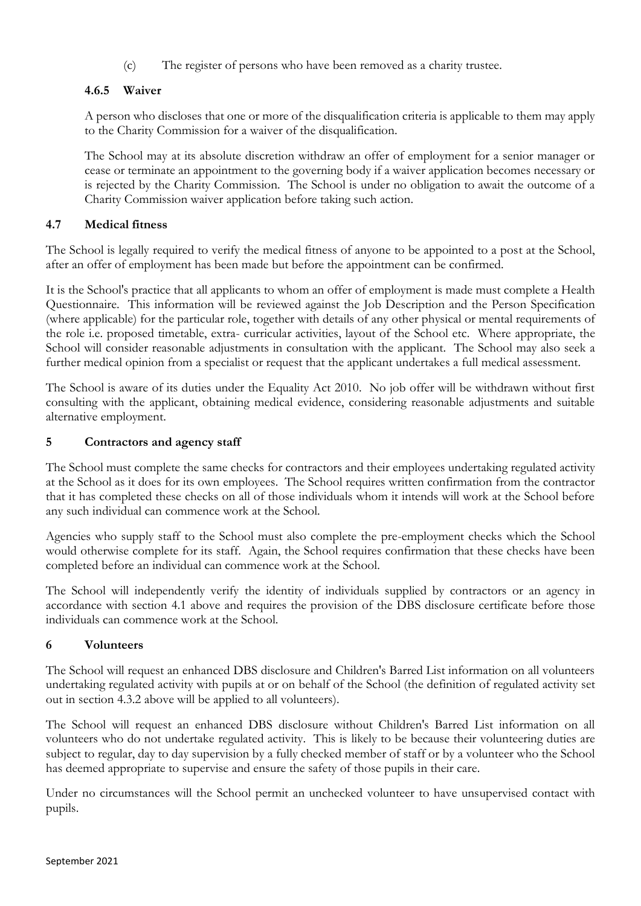(c) The register of persons who have been removed as a charity trustee.

### 4.6.5 Waiver

A person who discloses that one or more of the disqualification criteria is applicable to them may apply to the Charity Commission for a waiver of the disqualification.

The School may at its absolute discretion withdraw an offer of employment for a senior manager or cease or terminate an appointment to the governing body if a waiver application becomes necessary or is rejected by the Charity Commission. The School is under no obligation to await the outcome of a Charity Commission waiver application before taking such action.

## 4.7 Medical fitness

The School is legally required to verify the medical fitness of anyone to be appointed to a post at the School, after an offer of employment has been made but before the appointment can be confirmed.

It is the School's practice that all applicants to whom an offer of employment is made must complete a Health Questionnaire. This information will be reviewed against the Job Description and the Person Specification (where applicable) for the particular role, together with details of any other physical or mental requirements of the role i.e. proposed timetable, extra- curricular activities, layout of the School etc. Where appropriate, the School will consider reasonable adjustments in consultation with the applicant. The School may also seek a further medical opinion from a specialist or request that the applicant undertakes a full medical assessment.

The School is aware of its duties under the Equality Act 2010. No job offer will be withdrawn without first consulting with the applicant, obtaining medical evidence, considering reasonable adjustments and suitable alternative employment.

# 5 Contractors and agency staff

The School must complete the same checks for contractors and their employees undertaking regulated activity at the School as it does for its own employees. The School requires written confirmation from the contractor that it has completed these checks on all of those individuals whom it intends will work at the School before any such individual can commence work at the School.

Agencies who supply staff to the School must also complete the pre-employment checks which the School would otherwise complete for its staff. Again, the School requires confirmation that these checks have been completed before an individual can commence work at the School.

The School will independently verify the identity of individuals supplied by contractors or an agency in accordance with section 4.1 above and requires the provision of the DBS disclosure certificate before those individuals can commence work at the School.

# 6 Volunteers

The School will request an enhanced DBS disclosure and Children's Barred List information on all volunteers undertaking regulated activity with pupils at or on behalf of the School (the definition of regulated activity set out in section 4.3.2 above will be applied to all volunteers).

The School will request an enhanced DBS disclosure without Children's Barred List information on all volunteers who do not undertake regulated activity. This is likely to be because their volunteering duties are subject to regular, day to day supervision by a fully checked member of staff or by a volunteer who the School has deemed appropriate to supervise and ensure the safety of those pupils in their care.

Under no circumstances will the School permit an unchecked volunteer to have unsupervised contact with pupils.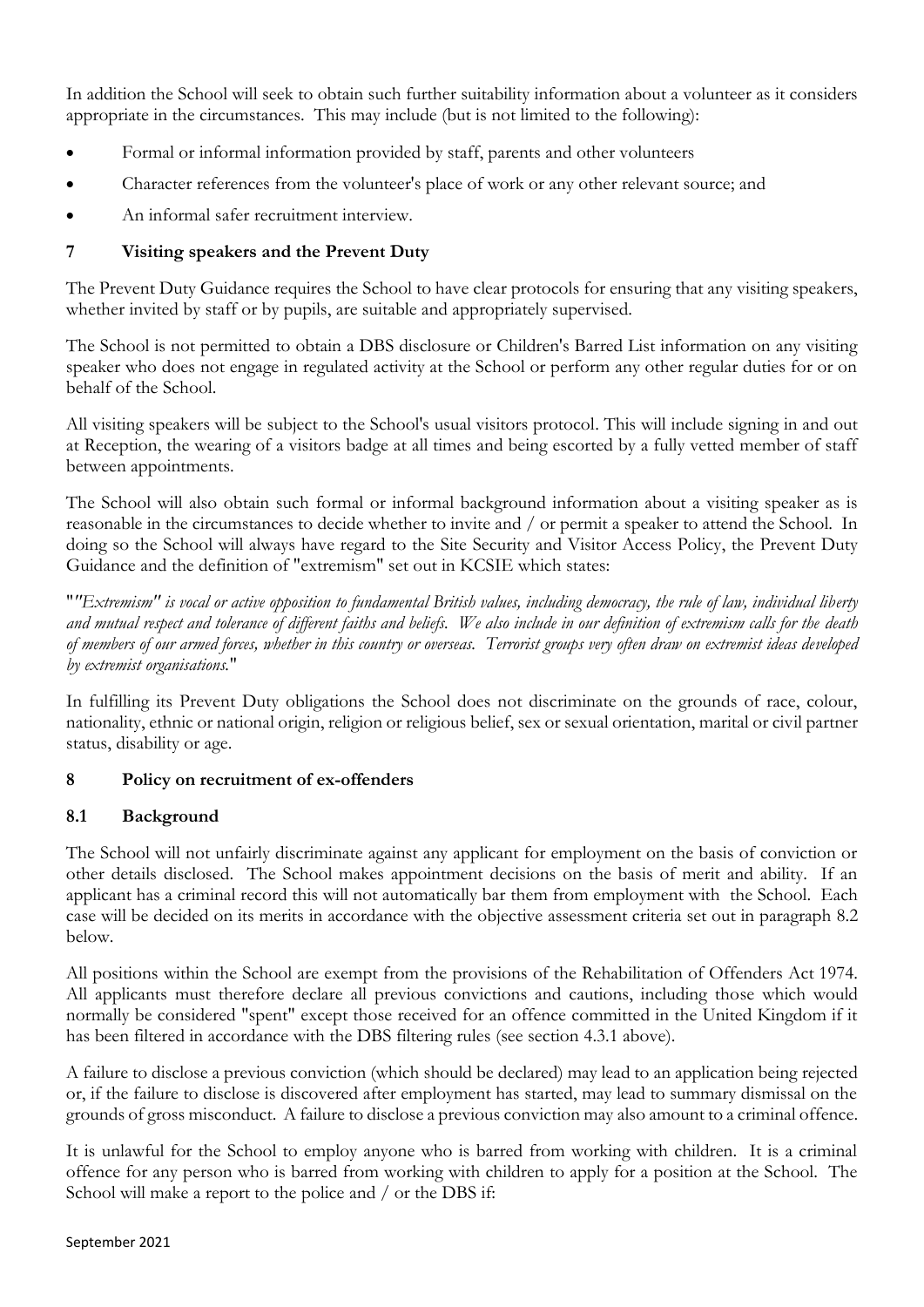In addition the School will seek to obtain such further suitability information about a volunteer as it considers appropriate in the circumstances. This may include (but is not limited to the following):

- Formal or informal information provided by staff, parents and other volunteers
- Character references from the volunteer's place of work or any other relevant source; and
- An informal safer recruitment interview.

## 7 Visiting speakers and the Prevent Duty

The Prevent Duty Guidance requires the School to have clear protocols for ensuring that any visiting speakers, whether invited by staff or by pupils, are suitable and appropriately supervised.

The School is not permitted to obtain a DBS disclosure or Children's Barred List information on any visiting speaker who does not engage in regulated activity at the School or perform any other regular duties for or on behalf of the School.

All visiting speakers will be subject to the School's usual visitors protocol. This will include signing in and out at Reception, the wearing of a visitors badge at all times and being escorted by a fully vetted member of staff between appointments.

The School will also obtain such formal or informal background information about a visiting speaker as is reasonable in the circumstances to decide whether to invite and / or permit a speaker to attend the School. In doing so the School will always have regard to the Site Security and Visitor Access Policy, the Prevent Duty Guidance and the definition of "extremism" set out in KCSIE which states:

"*"Extremism" is vocal or active opposition to fundamental British values, including democracy, the rule of law, individual liberty and mutual respect and tolerance of different faiths and beliefs. We also include in our definition of extremism calls for the death of members of our armed forces, whether in this country or overseas. Terrorist groups very often draw on extremist ideas developed by extremist organisations.*"

In fulfilling its Prevent Duty obligations the School does not discriminate on the grounds of race, colour, nationality, ethnic or national origin, religion or religious belief, sex or sexual orientation, marital or civil partner status, disability or age.

## 8 Policy on recruitment of ex-offenders

### 8.1 Background

The School will not unfairly discriminate against any applicant for employment on the basis of conviction or other details disclosed. The School makes appointment decisions on the basis of merit and ability. If an applicant has a criminal record this will not automatically bar them from employment with the School. Each case will be decided on its merits in accordance with the objective assessment criteria set out in paragraph 8.2 below.

All positions within the School are exempt from the provisions of the Rehabilitation of Offenders Act 1974. All applicants must therefore declare all previous convictions and cautions, including those which would normally be considered "spent" except those received for an offence committed in the United Kingdom if it has been filtered in accordance with the DBS filtering rules (see section 4.3.1 above).

A failure to disclose a previous conviction (which should be declared) may lead to an application being rejected or, if the failure to disclose is discovered after employment has started, may lead to summary dismissal on the grounds of gross misconduct. A failure to disclose a previous conviction may also amount to a criminal offence.

It is unlawful for the School to employ anyone who is barred from working with children. It is a criminal offence for any person who is barred from working with children to apply for a position at the School. The School will make a report to the police and / or the DBS if: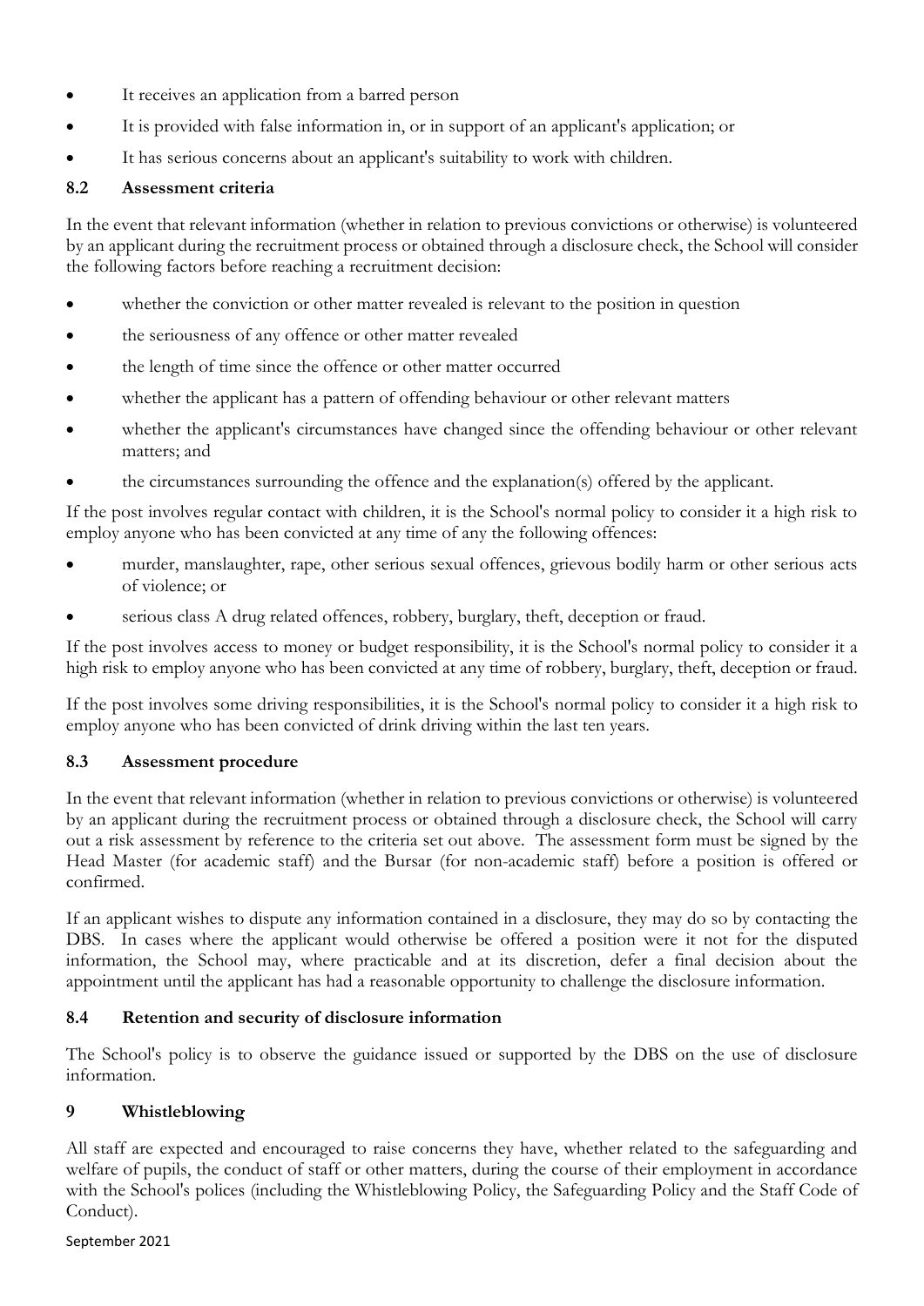- It receives an application from a barred person
- It is provided with false information in, or in support of an applicant's application; or
- It has serious concerns about an applicant's suitability to work with children.

### 8.2 Assessment criteria

In the event that relevant information (whether in relation to previous convictions or otherwise) is volunteered by an applicant during the recruitment process or obtained through a disclosure check, the School will consider the following factors before reaching a recruitment decision:

- whether the conviction or other matter revealed is relevant to the position in question
- the seriousness of any offence or other matter revealed
- the length of time since the offence or other matter occurred
- whether the applicant has a pattern of offending behaviour or other relevant matters
- whether the applicant's circumstances have changed since the offending behaviour or other relevant matters; and
- the circumstances surrounding the offence and the explanation(s) offered by the applicant.

If the post involves regular contact with children, it is the School's normal policy to consider it a high risk to employ anyone who has been convicted at any time of any the following offences:

- murder, manslaughter, rape, other serious sexual offences, grievous bodily harm or other serious acts of violence; or
- serious class A drug related offences, robbery, burglary, theft, deception or fraud.

If the post involves access to money or budget responsibility, it is the School's normal policy to consider it a high risk to employ anyone who has been convicted at any time of robbery, burglary, theft, deception or fraud.

If the post involves some driving responsibilities, it is the School's normal policy to consider it a high risk to employ anyone who has been convicted of drink driving within the last ten years.

### 8.3 Assessment procedure

In the event that relevant information (whether in relation to previous convictions or otherwise) is volunteered by an applicant during the recruitment process or obtained through a disclosure check, the School will carry out a risk assessment by reference to the criteria set out above. The assessment form must be signed by the Head Master (for academic staff) and the Bursar (for non-academic staff) before a position is offered or confirmed.

If an applicant wishes to dispute any information contained in a disclosure, they may do so by contacting the DBS. In cases where the applicant would otherwise be offered a position were it not for the disputed information, the School may, where practicable and at its discretion, defer a final decision about the appointment until the applicant has had a reasonable opportunity to challenge the disclosure information.

### 8.4 Retention and security of disclosure information

The School's policy is to observe the guidance issued or supported by the DBS on the use of disclosure information.

## 9 Whistleblowing

All staff are expected and encouraged to raise concerns they have, whether related to the safeguarding and welfare of pupils, the conduct of staff or other matters, during the course of their employment in accordance with the School's polices (including the Whistleblowing Policy, the Safeguarding Policy and the Staff Code of Conduct).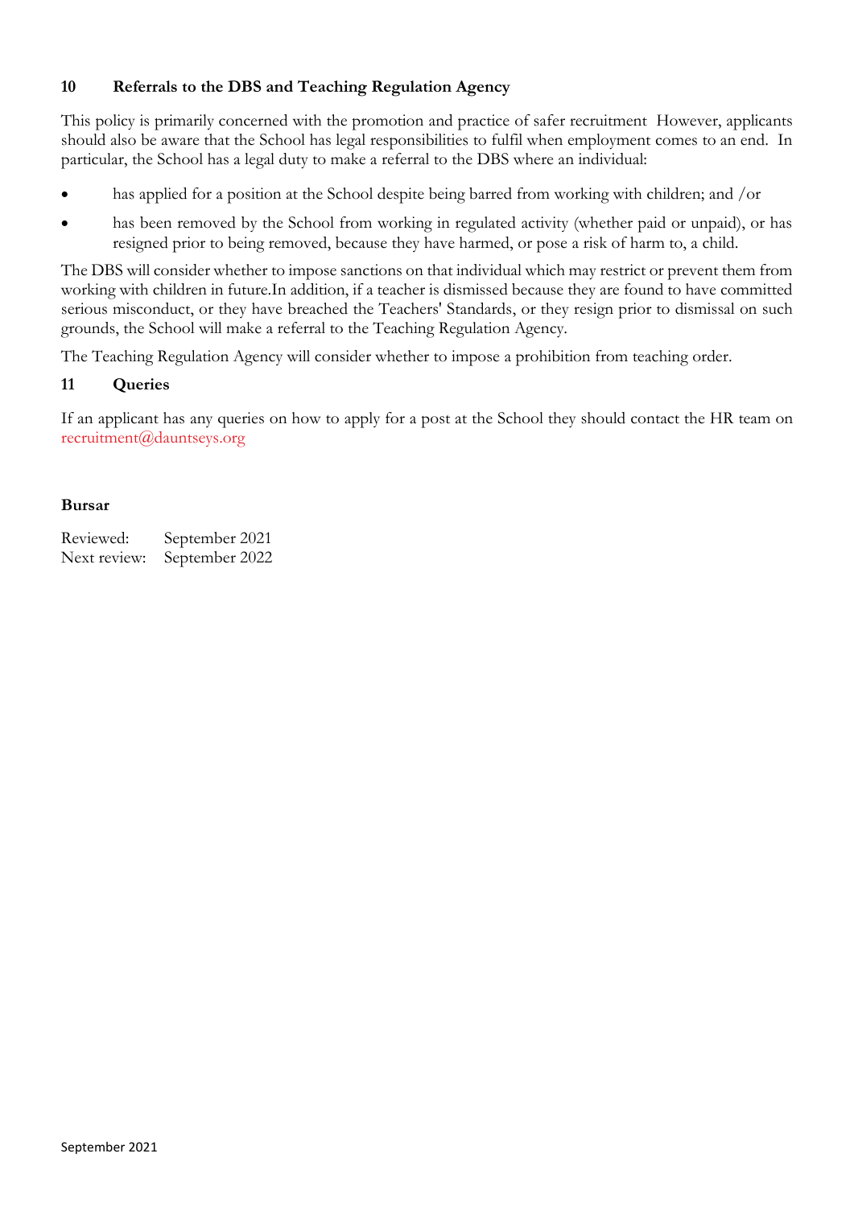## 10 Referrals to the DBS and Teaching Regulation Agency

This policy is primarily concerned with the promotion and practice of safer recruitment However, applicants should also be aware that the School has legal responsibilities to fulfil when employment comes to an end. In particular, the School has a legal duty to make a referral to the DBS where an individual:

- has applied for a position at the School despite being barred from working with children; and /or
- has been removed by the School from working in regulated activity (whether paid or unpaid), or has resigned prior to being removed, because they have harmed, or pose a risk of harm to, a child.

The DBS will consider whether to impose sanctions on that individual which may restrict or prevent them from working with children in future.In addition, if a teacher is dismissed because they are found to have committed serious misconduct, or they have breached the Teachers' Standards, or they resign prior to dismissal on such grounds, the School will make a referral to the Teaching Regulation Agency.

The Teaching Regulation Agency will consider whether to impose a prohibition from teaching order.

## 11 Queries

If an applicant has any queries on how to apply for a post at the School they should contact the HR team on recruitment@dauntseys.org

**Bursar**

Reviewed: September 2021
Next review: September 2022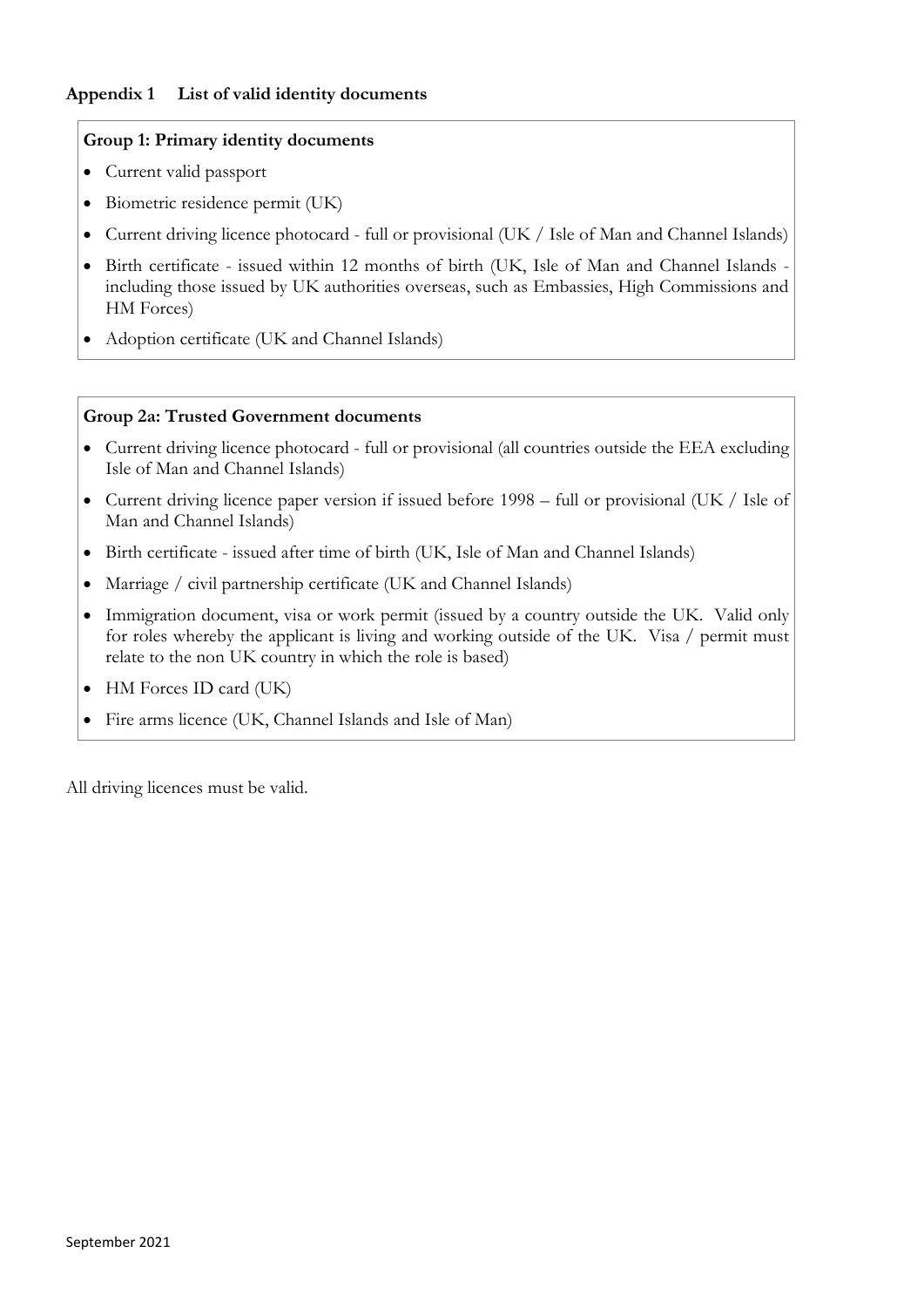## Appendix 1 List of valid identity documents

**Group 1: Primary identity documents**

- Current valid passport
- Biometric residence permit (UK)
- Current driving licence photocard - full or provisional (UK / Isle of Man and Channel Islands)
- Birth certificate - issued within 12 months of birth (UK, Isle of Man and Channel Islands - including those issued by UK authorities overseas, such as Embassies, High Commissions and HM Forces)
- Adoption certificate (UK and Channel Islands)

**Group 2a: Trusted Government documents**

- Current driving licence photocard - full or provisional (all countries outside the EEA excluding Isle of Man and Channel Islands)
- Current driving licence paper version if issued before 1998 – full or provisional (UK / Isle of Man and Channel Islands)
- Birth certificate - issued after time of birth (UK, Isle of Man and Channel Islands)
- Marriage / civil partnership certificate (UK and Channel Islands)
- Immigration document, visa or work permit (issued by a country outside the UK. Valid only for roles whereby the applicant is living and working outside of the UK. Visa / permit must relate to the non UK country in which the role is based)
- HM Forces ID card (UK)
- Fire arms licence (UK, Channel Islands and Isle of Man)

All driving licences must be valid.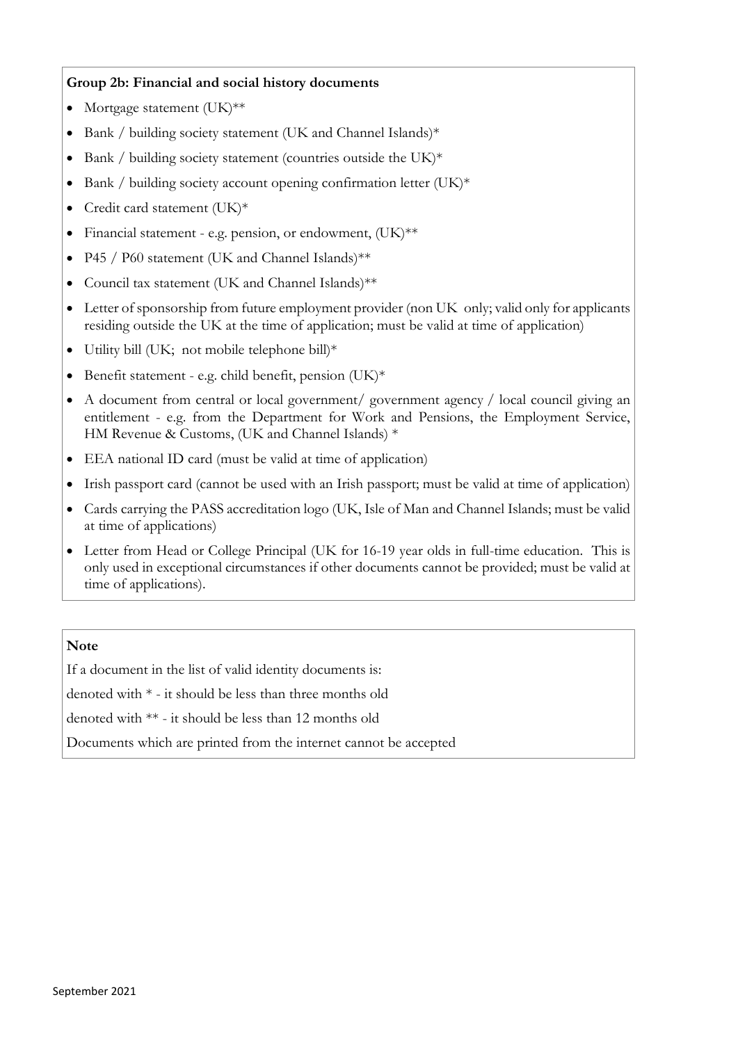**Group 2b: Financial and social history documents**

- Mortgage statement (UK)**
- Bank / building society statement (UK and Channel Islands)*
- Bank / building society statement (countries outside the UK)*
- Bank / building society account opening confirmation letter (UK)*
- Credit card statement (UK)*
- Financial statement - e.g. pension, or endowment, (UK)**
- P45 / P60 statement (UK and Channel Islands)**
- Council tax statement (UK and Channel Islands)**
- Letter of sponsorship from future employment provider (non UK only; valid only for applicants residing outside the UK at the time of application; must be valid at time of application)
- Utility bill (UK; not mobile telephone bill)*
- Benefit statement - e.g. child benefit, pension (UK)*
- A document from central or local government/ government agency / local council giving an entitlement - e.g. from the Department for Work and Pensions, the Employment Service, HM Revenue & Customs, (UK and Channel Islands) *
- EEA national ID card (must be valid at time of application)
- Irish passport card (cannot be used with an Irish passport; must be valid at time of application)
- Cards carrying the PASS accreditation logo (UK, Isle of Man and Channel Islands; must be valid at time of applications)
- Letter from Head or College Principal (UK for 16-19 year olds in full-time education. This is only used in exceptional circumstances if other documents cannot be provided; must be valid at time of applications).

**Note**

If a document in the list of valid identity documents is:

denoted with * - it should be less than three months old

denoted with ** - it should be less than 12 months old

Documents which are printed from the internet cannot be accepted

September 2021